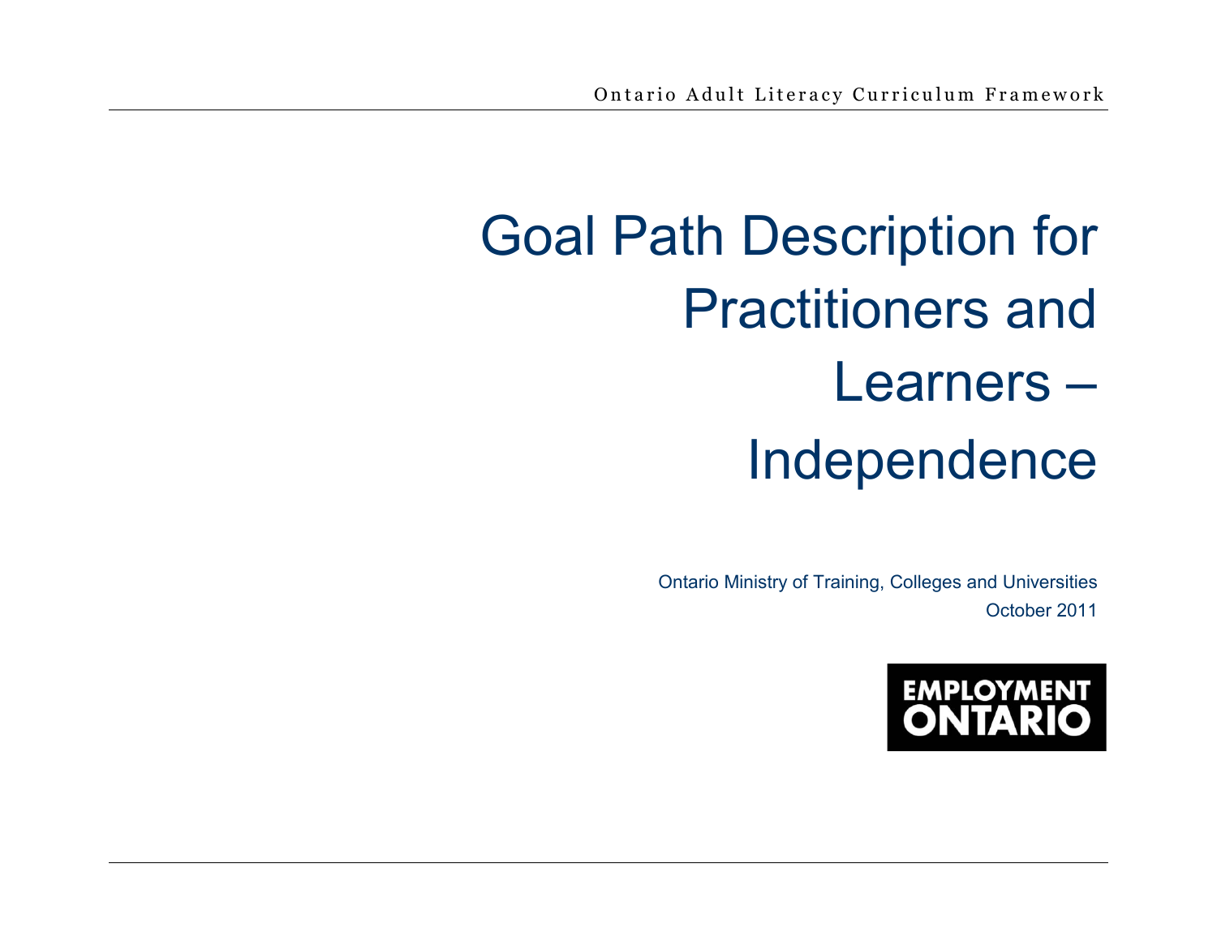# Goal Path Description for Practitioners and Learners – Independence

Ontario Ministry of Training, Colleges and Universities
October 2011

EMPLOYMENT ONTARIO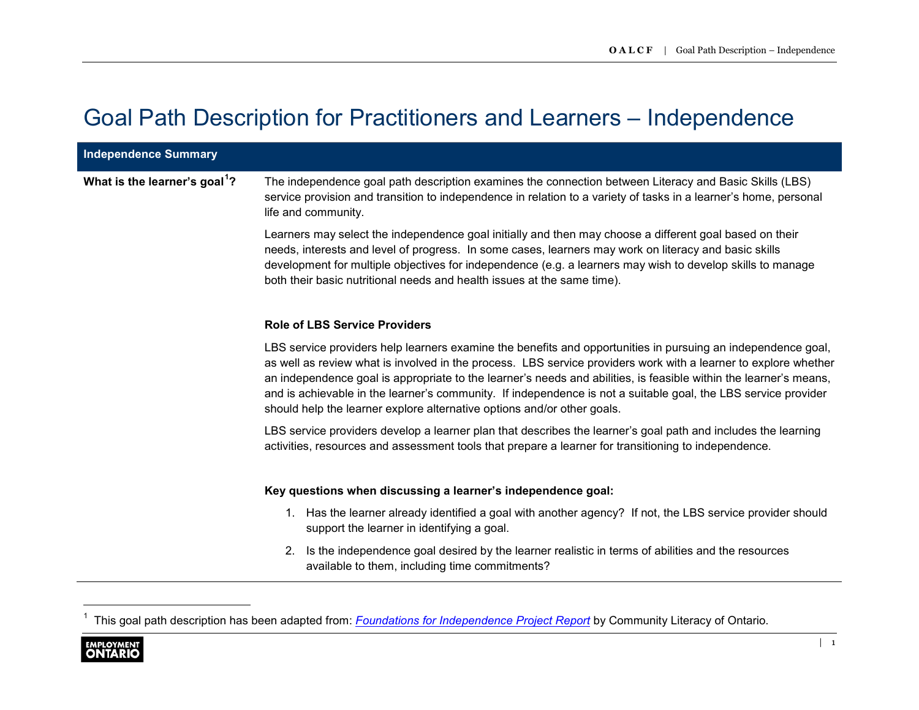# Goal Path Description for Practitioners and Learners – Independence

| Independence Summary | |
|---|---|
| **What is the learner's goal[1]?** | The independence goal path description examines the connection between Literacy and Basic Skills (LBS) service provision and transition to independence in relation to a variety of tasks in a learner's home, personal life and community.<br><br>Learners may select the independence goal initially and then may choose a different goal based on their needs, interests and level of progress. In some cases, learners may work on literacy and basic skills development for multiple objectives for independence (e.g. a learners may wish to develop skills to manage both their basic nutritional needs and health issues at the same time).<br><br>**Role of LBS Service Providers**<br><br>LBS service providers help learners examine the benefits and opportunities in pursuing an independence goal, as well as review what is involved in the process. LBS service providers work with a learner to explore whether an independence goal is appropriate to the learner's needs and abilities, is feasible within the learner's means, and is achievable in the learner's community. If independence is not a suitable goal, the LBS service provider should help the learner explore alternative options and/or other goals.<br><br>LBS service providers develop a learner plan that describes the learner's goal path and includes the learning activities, resources and assessment tools that prepare a learner for transitioning to independence.<br><br>**Key questions when discussing a learner's independence goal:**<br><br>1. Has the learner already identified a goal with another agency? If not, the LBS service provider should support the learner in identifying a goal.<br>2. Is the independence goal desired by the learner realistic in terms of abilities and the resources available to them, including time commitments? |

[1] This goal path description has been adapted from: *Foundations for Independence Project Report* by Community Literacy of Ontario.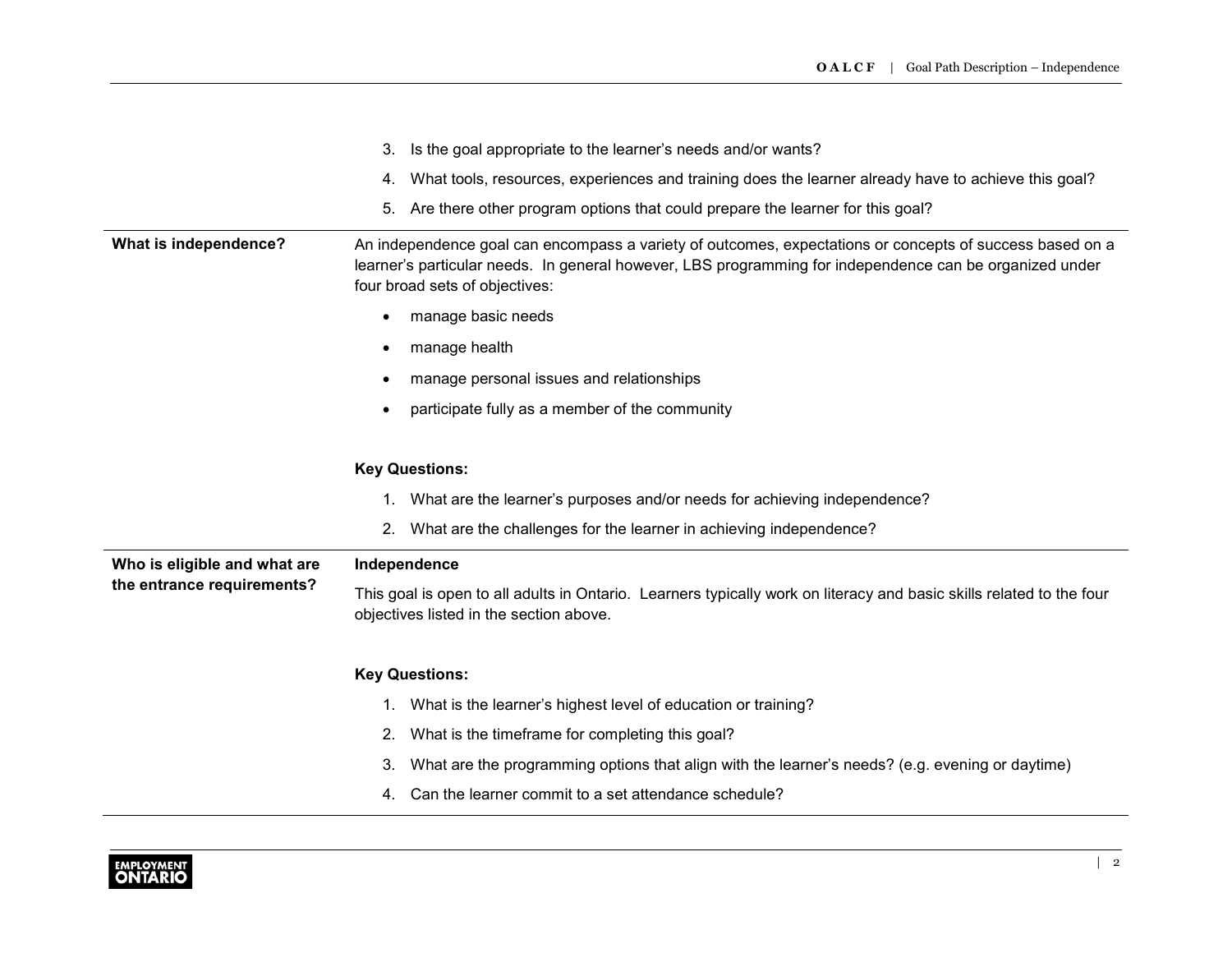| | |
|---|---|
| | 3. Is the goal appropriate to the learner's needs and/or wants?<br>4. What tools, resources, experiences and training does the learner already have to achieve this goal?<br>5. Are there other program options that could prepare the learner for this goal? |
| **What is independence?** | An independence goal can encompass a variety of outcomes, expectations or concepts of success based on a learner's particular needs. In general however, LBS programming for independence can be organized under four broad sets of objectives:<br>• manage basic needs<br>• manage health<br>• manage personal issues and relationships<br>• participate fully as a member of the community<br><br>**Key Questions:**<br>1. What are the learner's purposes and/or needs for achieving independence?<br>2. What are the challenges for the learner in achieving independence? |
| **Who is eligible and what are the entrance requirements?** | **Independence**<br>This goal is open to all adults in Ontario. Learners typically work on literacy and basic skills related to the four objectives listed in the section above.<br><br>**Key Questions:**<br>1. What is the learner's highest level of education or training?<br>2. What is the timeframe for completing this goal?<br>3. What are the programming options that align with the learner's needs? (e.g. evening or daytime)<br>4. Can the learner commit to a set attendance schedule? |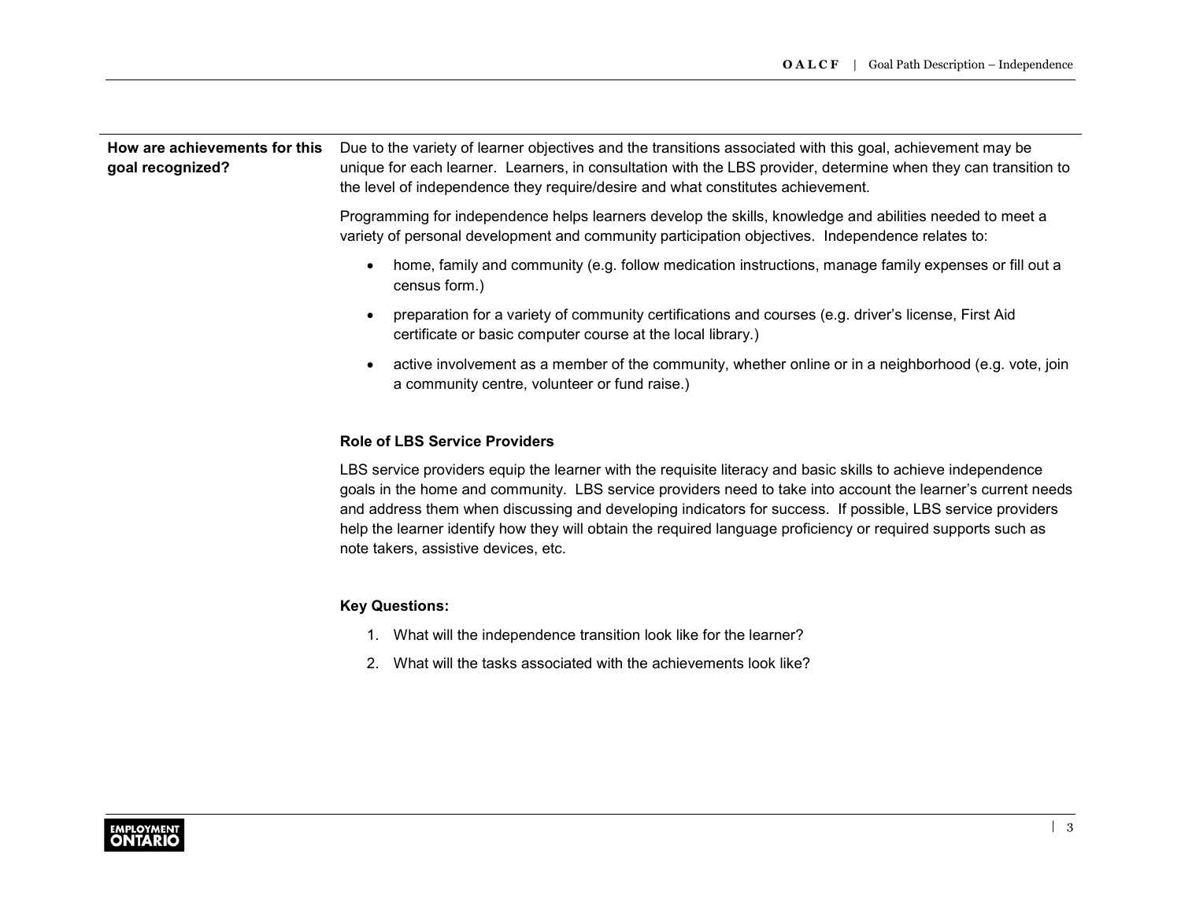**How are achievements for this goal recognized?**

Due to the variety of learner objectives and the transitions associated with this goal, achievement may be unique for each learner. Learners, in consultation with the LBS provider, determine when they can transition to the level of independence they require/desire and what constitutes achievement.

Programming for independence helps learners develop the skills, knowledge and abilities needed to meet a variety of personal development and community participation objectives. Independence relates to:

- home, family and community (e.g. follow medication instructions, manage family expenses or fill out a census form.)
- preparation for a variety of community certifications and courses (e.g. driver's license, First Aid certificate or basic computer course at the local library.)
- active involvement as a member of the community, whether online or in a neighborhood (e.g. vote, join a community centre, volunteer or fund raise.)

**Role of LBS Service Providers**

LBS service providers equip the learner with the requisite literacy and basic skills to achieve independence goals in the home and community. LBS service providers need to take into account the learner's current needs and address them when discussing and developing indicators for success. If possible, LBS service providers help the learner identify how they will obtain the required language proficiency or required supports such as note takers, assistive devices, etc.

**Key Questions:**

1. What will the independence transition look like for the learner?
2. What will the tasks associated with the achievements look like?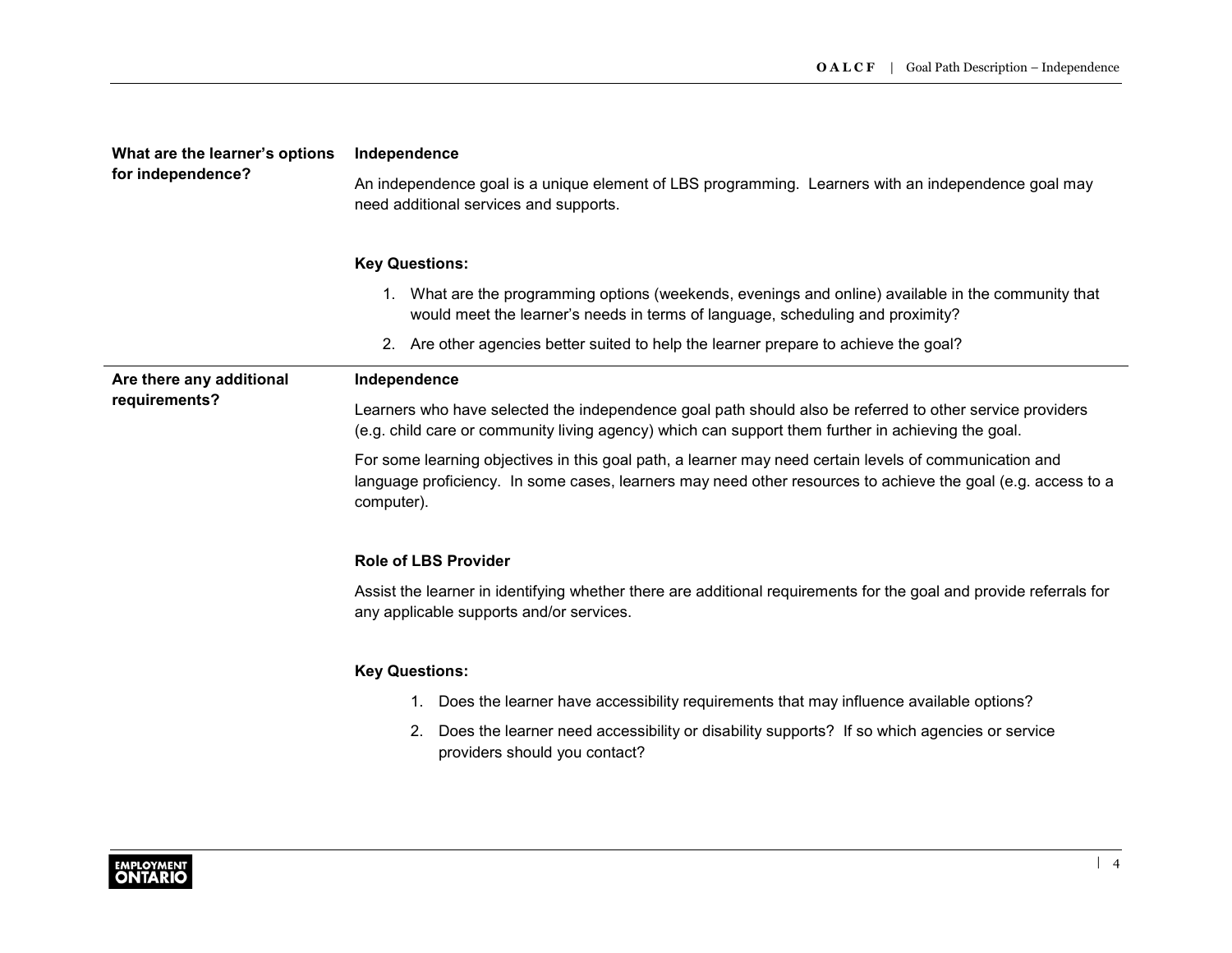| | |
|---|---|
| **What are the learner's options for independence?** | **Independence**<br><br>An independence goal is a unique element of LBS programming. Learners with an independence goal may need additional services and supports.<br><br>**Key Questions:**<br><br>1. What are the programming options (weekends, evenings and online) available in the community that would meet the learner's needs in terms of language, scheduling and proximity?<br>2. Are other agencies better suited to help the learner prepare to achieve the goal? |
| **Are there any additional requirements?** | **Independence**<br><br>Learners who have selected the independence goal path should also be referred to other service providers (e.g. child care or community living agency) which can support them further in achieving the goal.<br><br>For some learning objectives in this goal path, a learner may need certain levels of communication and language proficiency. In some cases, learners may need other resources to achieve the goal (e.g. access to a computer).<br><br>**Role of LBS Provider**<br><br>Assist the learner in identifying whether there are additional requirements for the goal and provide referrals for any applicable supports and/or services.<br><br>**Key Questions:**<br><br>1. Does the learner have accessibility requirements that may influence available options?<br>2. Does the learner need accessibility or disability supports? If so which agencies or service providers should you contact? |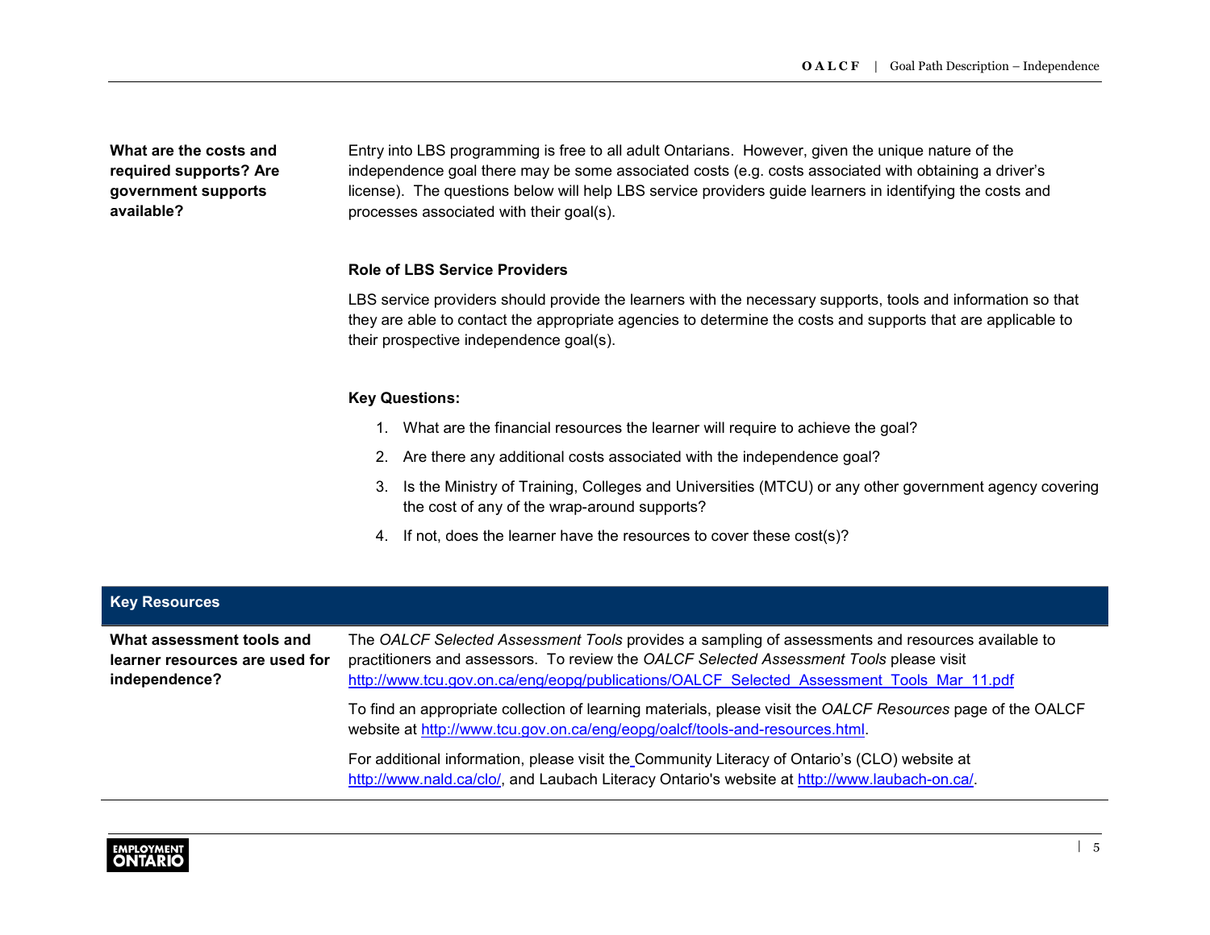| | |
|---|---|
| **What are the costs and required supports? Are government supports available?** | Entry into LBS programming is free to all adult Ontarians. However, given the unique nature of the independence goal there may be some associated costs (e.g. costs associated with obtaining a driver's license). The questions below will help LBS service providers guide learners in identifying the costs and processes associated with their goal(s).<br><br>**Role of LBS Service Providers**<br><br>LBS service providers should provide the learners with the necessary supports, tools and information so that they are able to contact the appropriate agencies to determine the costs and supports that are applicable to their prospective independence goal(s).<br><br>**Key Questions:**<br><br>1. What are the financial resources the learner will require to achieve the goal?<br>2. Are there any additional costs associated with the independence goal?<br>3. Is the Ministry of Training, Colleges and Universities (MTCU) or any other government agency covering the cost of any of the wrap-around supports?<br>4. If not, does the learner have the resources to cover these cost(s)? |

| **Key Resources** | |
|---|---|
| **What assessment tools and learner resources are used for independence?** | The *OALCF Selected Assessment Tools* provides a sampling of assessments and resources available to practitioners and assessors. To review the *OALCF Selected Assessment Tools* please visit http://www.tcu.gov.on.ca/eng/eopg/publications/OALCF_Selected_Assessment_Tools_Mar_11.pdf<br><br>To find an appropriate collection of learning materials, please visit the *OALCF Resources* page of the OALCF website at http://www.tcu.gov.on.ca/eng/eopg/oalcf/tools-and-resources.html.<br><br>For additional information, please visit the Community Literacy of Ontario's (CLO) website at http://www.nald.ca/clo/, and Laubach Literacy Ontario's website at http://www.laubach-on.ca/. |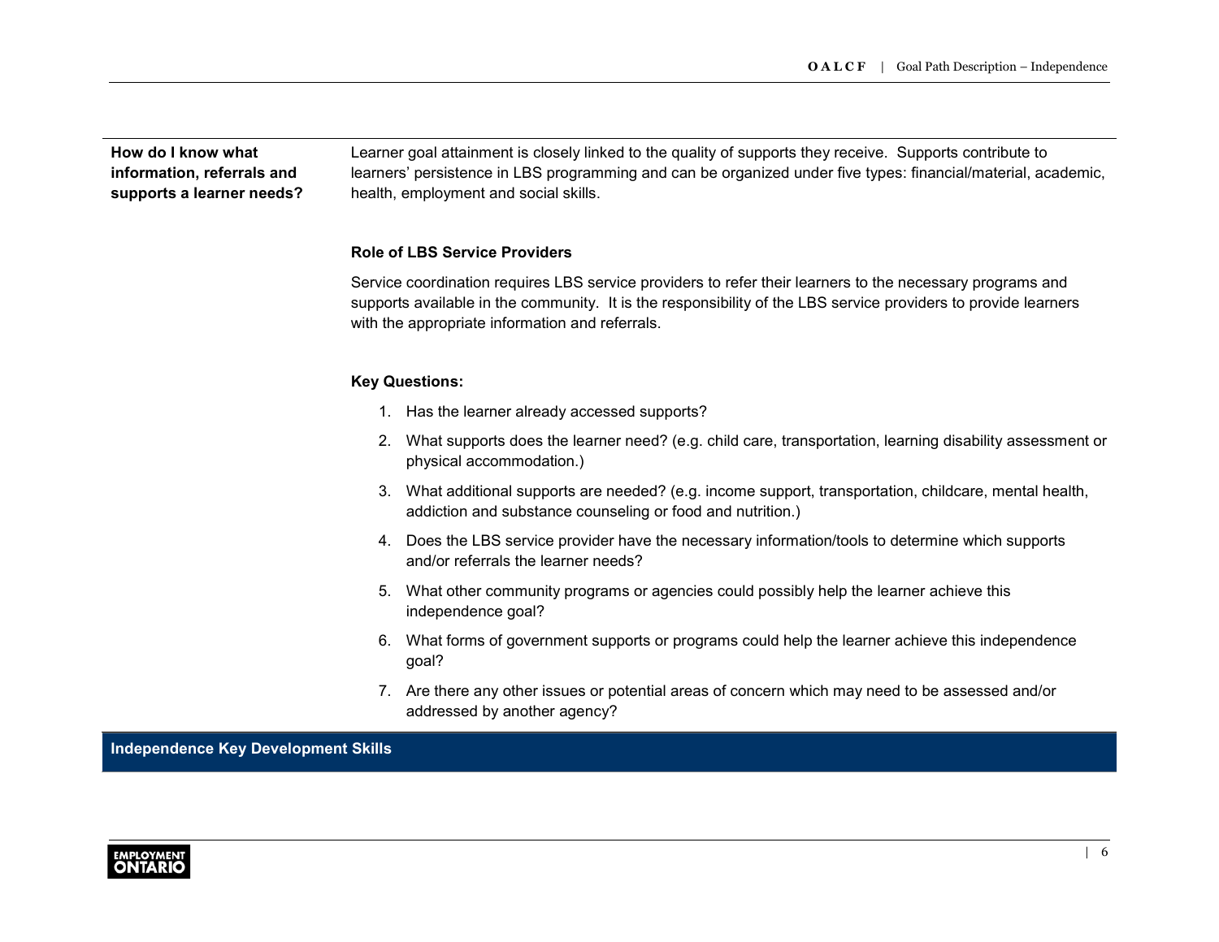| | |
|---|---|
| **How do I know what information, referrals and supports a learner needs?** | Learner goal attainment is closely linked to the quality of supports they receive. Supports contribute to learners' persistence in LBS programming and can be organized under five types: financial/material, academic, health, employment and social skills. |

**Role of LBS Service Providers**

Service coordination requires LBS service providers to refer their learners to the necessary programs and supports available in the community. It is the responsibility of the LBS service providers to provide learners with the appropriate information and referrals.

**Key Questions:**

1. Has the learner already accessed supports?
2. What supports does the learner need? (e.g. child care, transportation, learning disability assessment or physical accommodation.)
3. What additional supports are needed? (e.g. income support, transportation, childcare, mental health, addiction and substance counseling or food and nutrition.)
4. Does the LBS service provider have the necessary information/tools to determine which supports and/or referrals the learner needs?
5. What other community programs or agencies could possibly help the learner achieve this independence goal?
6. What forms of government supports or programs could help the learner achieve this independence goal?
7. Are there any other issues or potential areas of concern which may need to be assessed and/or addressed by another agency?

## Independence Key Development Skills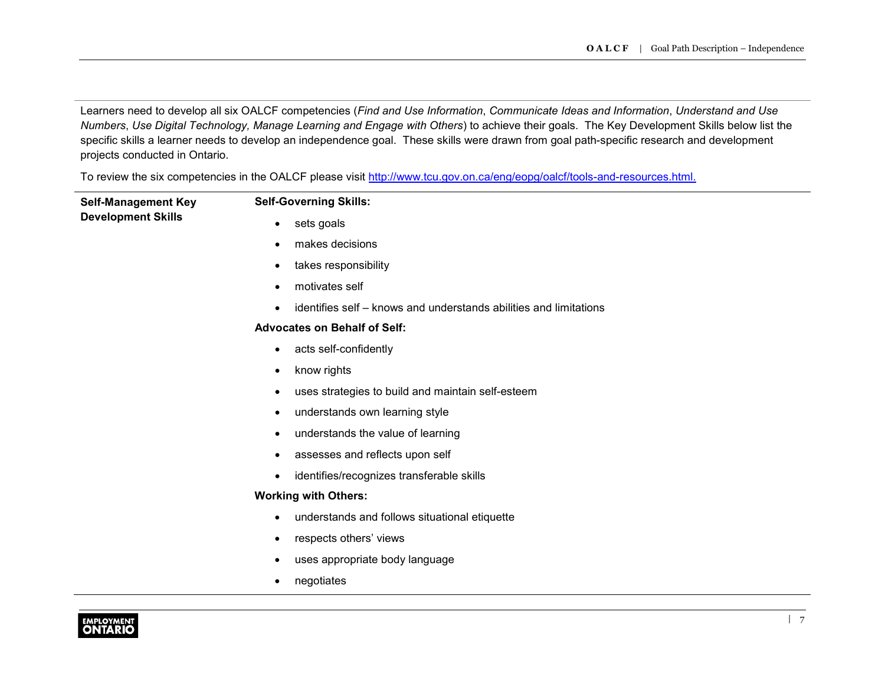Learners need to develop all six OALCF competencies (*Find and Use Information*, *Communicate Ideas and Information*, *Understand and Use Numbers*, *Use Digital Technology, Manage Learning and Engage with Others*) to achieve their goals. The Key Development Skills below list the specific skills a learner needs to develop an independence goal. These skills were drawn from goal path-specific research and development projects conducted in Ontario.

To review the six competencies in the OALCF please visit [http://www.tcu.gov.on.ca/eng/eopg/oalcf/tools-and-resources.html.](http://www.tcu.gov.on.ca/eng/eopg/oalcf/tools-and-resources.html)

**Self-Management Key Development Skills**

**Self-Governing Skills:**

- sets goals
- makes decisions
- takes responsibility
- motivates self
- identifies self – knows and understands abilities and limitations

**Advocates on Behalf of Self:**

- acts self-confidently
- know rights
- uses strategies to build and maintain self-esteem
- understands own learning style
- understands the value of learning
- assesses and reflects upon self
- identifies/recognizes transferable skills

**Working with Others:**

- understands and follows situational etiquette
- respects others' views
- uses appropriate body language
- negotiates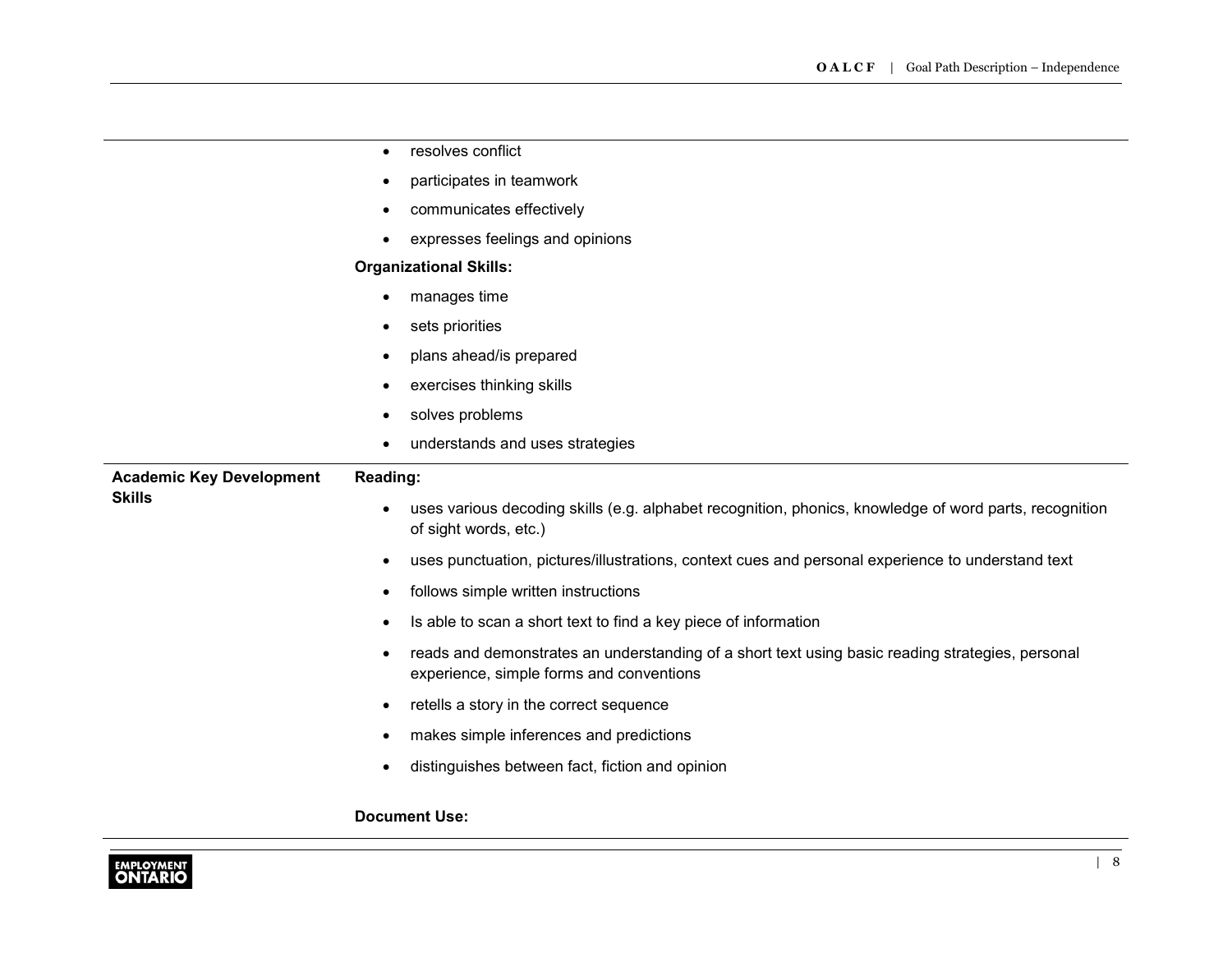| | |
|---|---|
| | • resolves conflict<br>• participates in teamwork<br>• communicates effectively<br>• expresses feelings and opinions<br>**Organizational Skills:**<br>• manages time<br>• sets priorities<br>• plans ahead/is prepared<br>• exercises thinking skills<br>• solves problems<br>• understands and uses strategies |
| **Academic Key Development Skills** | **Reading:**<br>• uses various decoding skills (e.g. alphabet recognition, phonics, knowledge of word parts, recognition of sight words, etc.)<br>• uses punctuation, pictures/illustrations, context cues and personal experience to understand text<br>• follows simple written instructions<br>• Is able to scan a short text to find a key piece of information<br>• reads and demonstrates an understanding of a short text using basic reading strategies, personal experience, simple forms and conventions<br>• retells a story in the correct sequence<br>• makes simple inferences and predictions<br>• distinguishes between fact, fiction and opinion<br><br>**Document Use:** |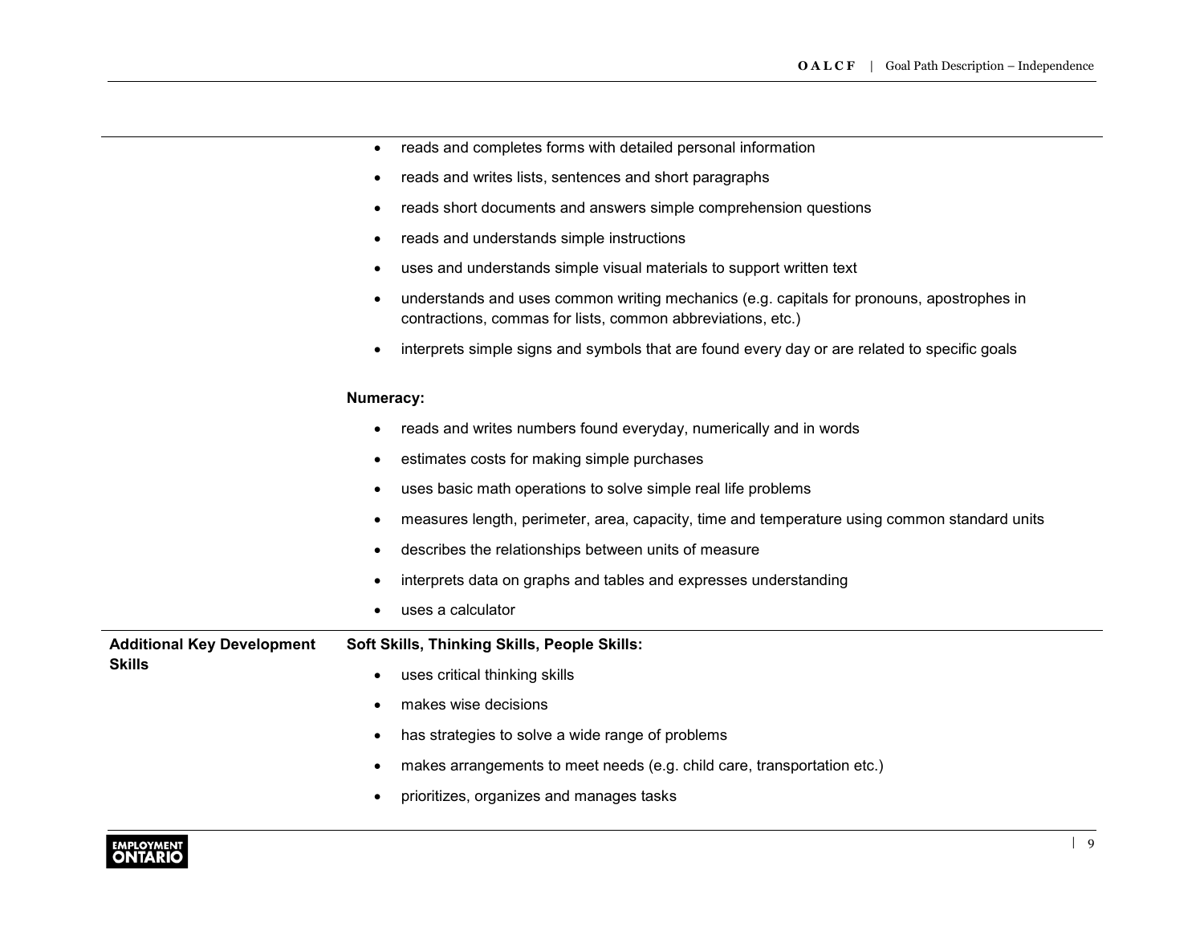| | |
|---|---|
| | • reads and completes forms with detailed personal information<br>• reads and writes lists, sentences and short paragraphs<br>• reads short documents and answers simple comprehension questions<br>• reads and understands simple instructions<br>• uses and understands simple visual materials to support written text<br>• understands and uses common writing mechanics (e.g. capitals for pronouns, apostrophes in contractions, commas for lists, common abbreviations, etc.)<br>• interprets simple signs and symbols that are found every day or are related to specific goals<br><br>**Numeracy:**<br>• reads and writes numbers found everyday, numerically and in words<br>• estimates costs for making simple purchases<br>• uses basic math operations to solve simple real life problems<br>• measures length, perimeter, area, capacity, time and temperature using common standard units<br>• describes the relationships between units of measure<br>• interprets data on graphs and tables and expresses understanding<br>• uses a calculator |
| **Additional Key Development Skills** | **Soft Skills, Thinking Skills, People Skills:**<br>• uses critical thinking skills<br>• makes wise decisions<br>• has strategies to solve a wide range of problems<br>• makes arrangements to meet needs (e.g. child care, transportation etc.)<br>• prioritizes, organizes and manages tasks |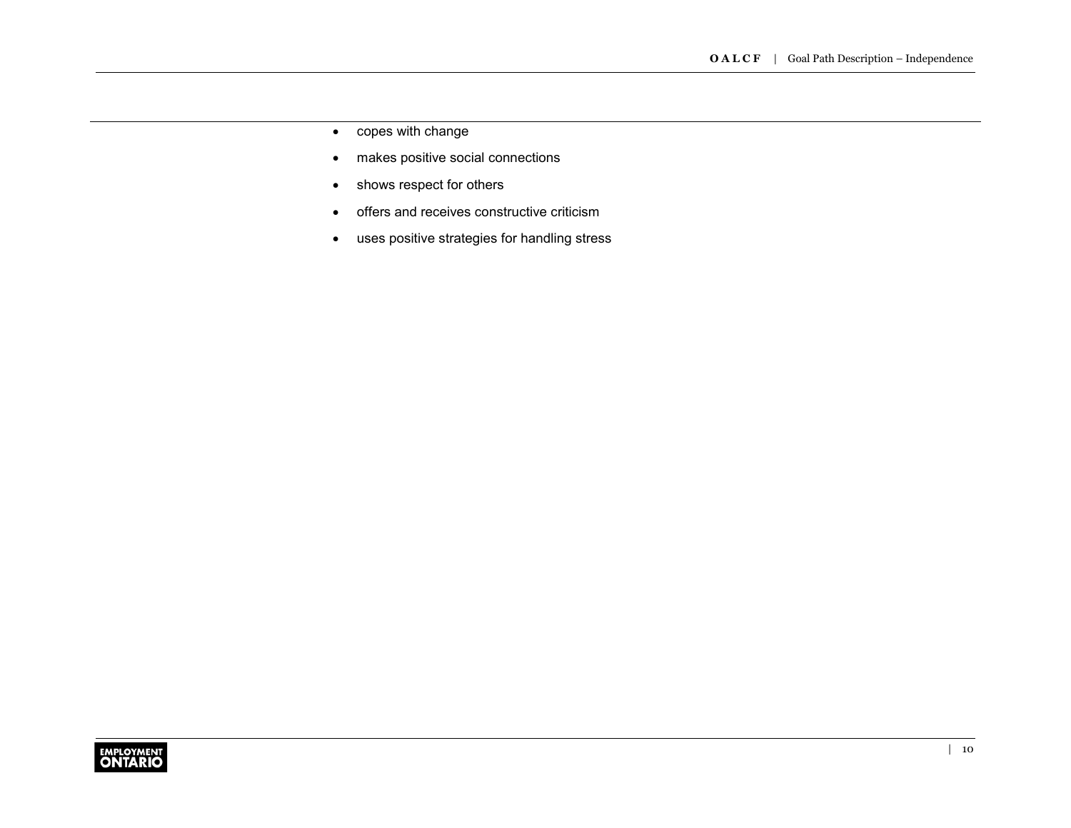- copes with change
- makes positive social connections
- shows respect for others
- offers and receives constructive criticism
- uses positive strategies for handling stress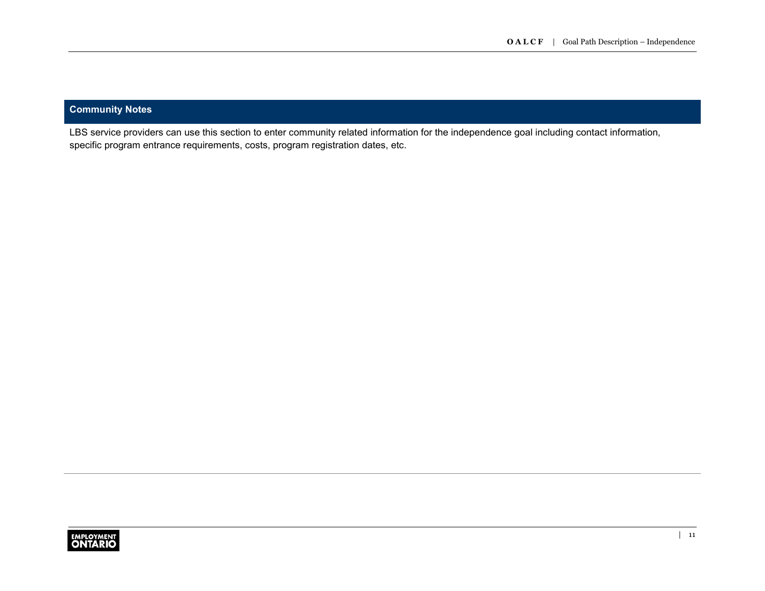## Community Notes

LBS service providers can use this section to enter community related information for the independence goal including contact information, specific program entrance requirements, costs, program registration dates, etc.